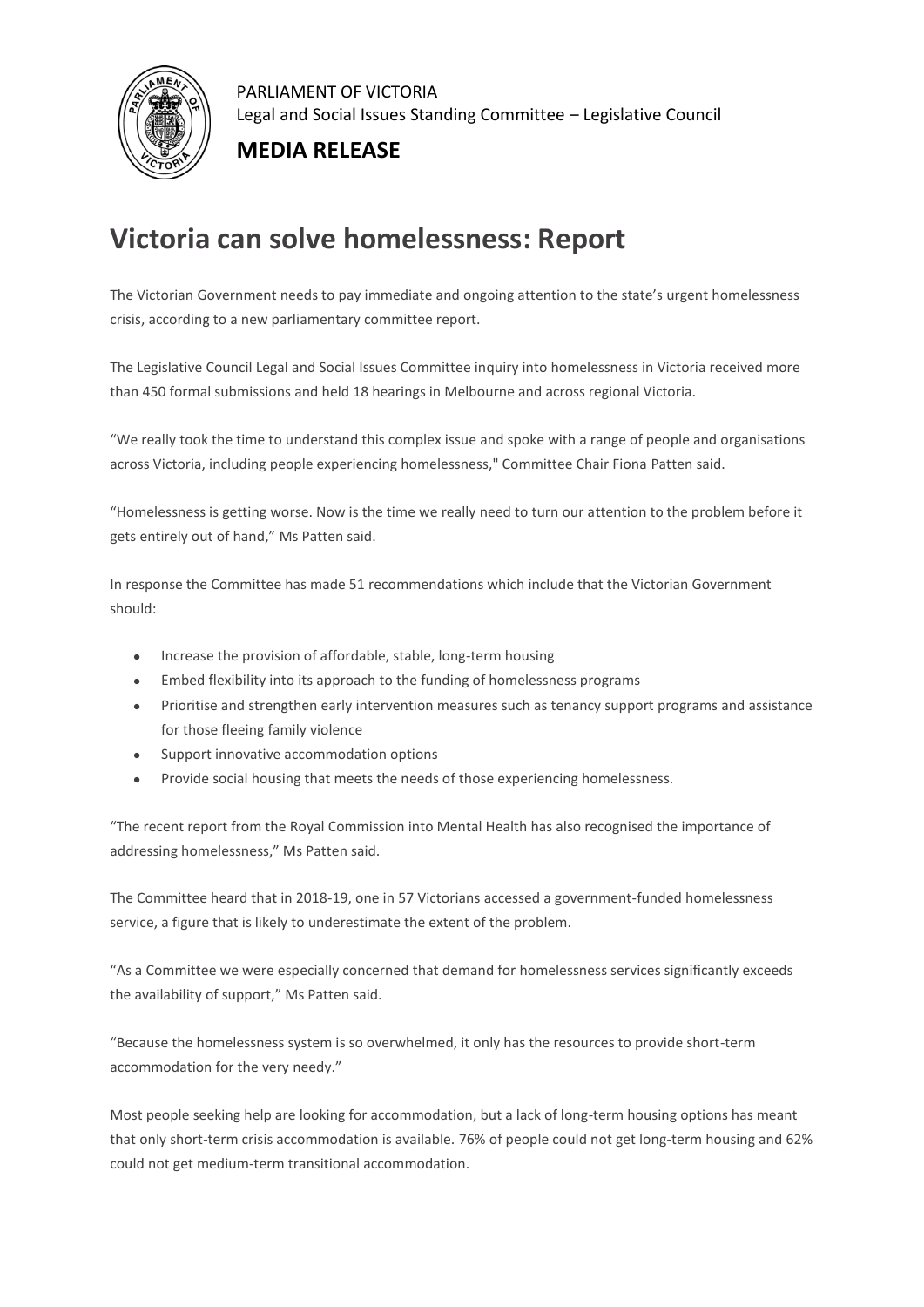PARLIAMENT OF VICTORIA
Legal and Social Issues Standing Committee – Legislative Council

**MEDIA RELEASE**

# Victoria can solve homelessness: Report

The Victorian Government needs to pay immediate and ongoing attention to the state's urgent homelessness crisis, according to a new parliamentary committee report.

The Legislative Council Legal and Social Issues Committee inquiry into homelessness in Victoria received more than 450 formal submissions and held 18 hearings in Melbourne and across regional Victoria.

"We really took the time to understand this complex issue and spoke with a range of people and organisations across Victoria, including people experiencing homelessness," Committee Chair Fiona Patten said.

"Homelessness is getting worse. Now is the time we really need to turn our attention to the problem before it gets entirely out of hand," Ms Patten said.

In response the Committee has made 51 recommendations which include that the Victorian Government should:

- Increase the provision of affordable, stable, long-term housing
- Embed flexibility into its approach to the funding of homelessness programs
- Prioritise and strengthen early intervention measures such as tenancy support programs and assistance for those fleeing family violence
- Support innovative accommodation options
- Provide social housing that meets the needs of those experiencing homelessness.

"The recent report from the Royal Commission into Mental Health has also recognised the importance of addressing homelessness," Ms Patten said.

The Committee heard that in 2018-19, one in 57 Victorians accessed a government-funded homelessness service, a figure that is likely to underestimate the extent of the problem.

"As a Committee we were especially concerned that demand for homelessness services significantly exceeds the availability of support," Ms Patten said.

"Because the homelessness system is so overwhelmed, it only has the resources to provide short-term accommodation for the very needy."

Most people seeking help are looking for accommodation, but a lack of long-term housing options has meant that only short-term crisis accommodation is available. 76% of people could not get long-term housing and 62% could not get medium-term transitional accommodation.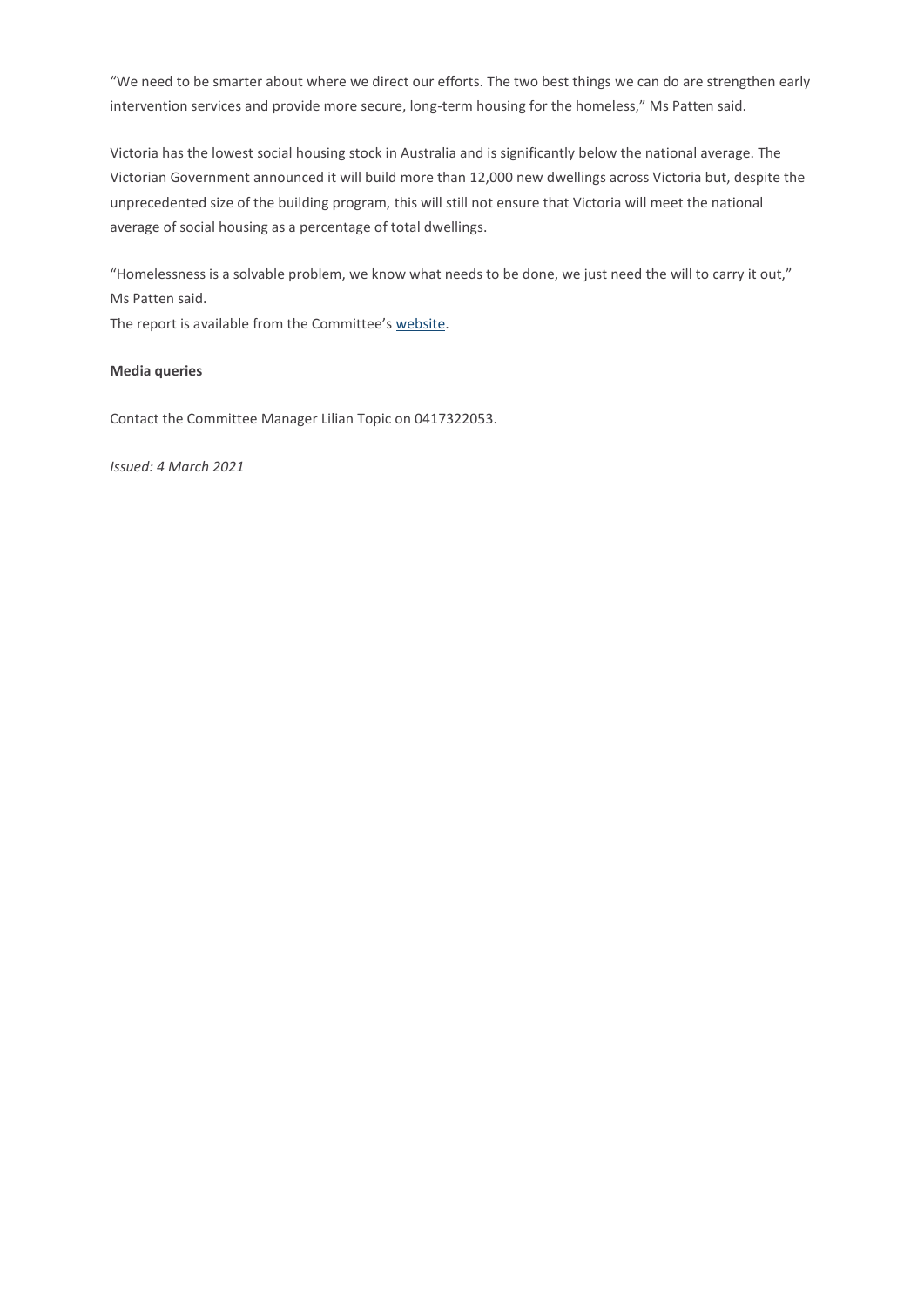“We need to be smarter about where we direct our efforts. The two best things we can do are strengthen early intervention services and provide more secure, long-term housing for the homeless,” Ms Patten said.

Victoria has the lowest social housing stock in Australia and is significantly below the national average. The Victorian Government announced it will build more than 12,000 new dwellings across Victoria but, despite the unprecedented size of the building program, this will still not ensure that Victoria will meet the national average of social housing as a percentage of total dwellings.

“Homelessness is a solvable problem, we know what needs to be done, we just need the will to carry it out,” Ms Patten said.
The report is available from the Committee’s website.

**Media queries**

Contact the Committee Manager Lilian Topic on 0417322053.

*Issued: 4 March 2021*